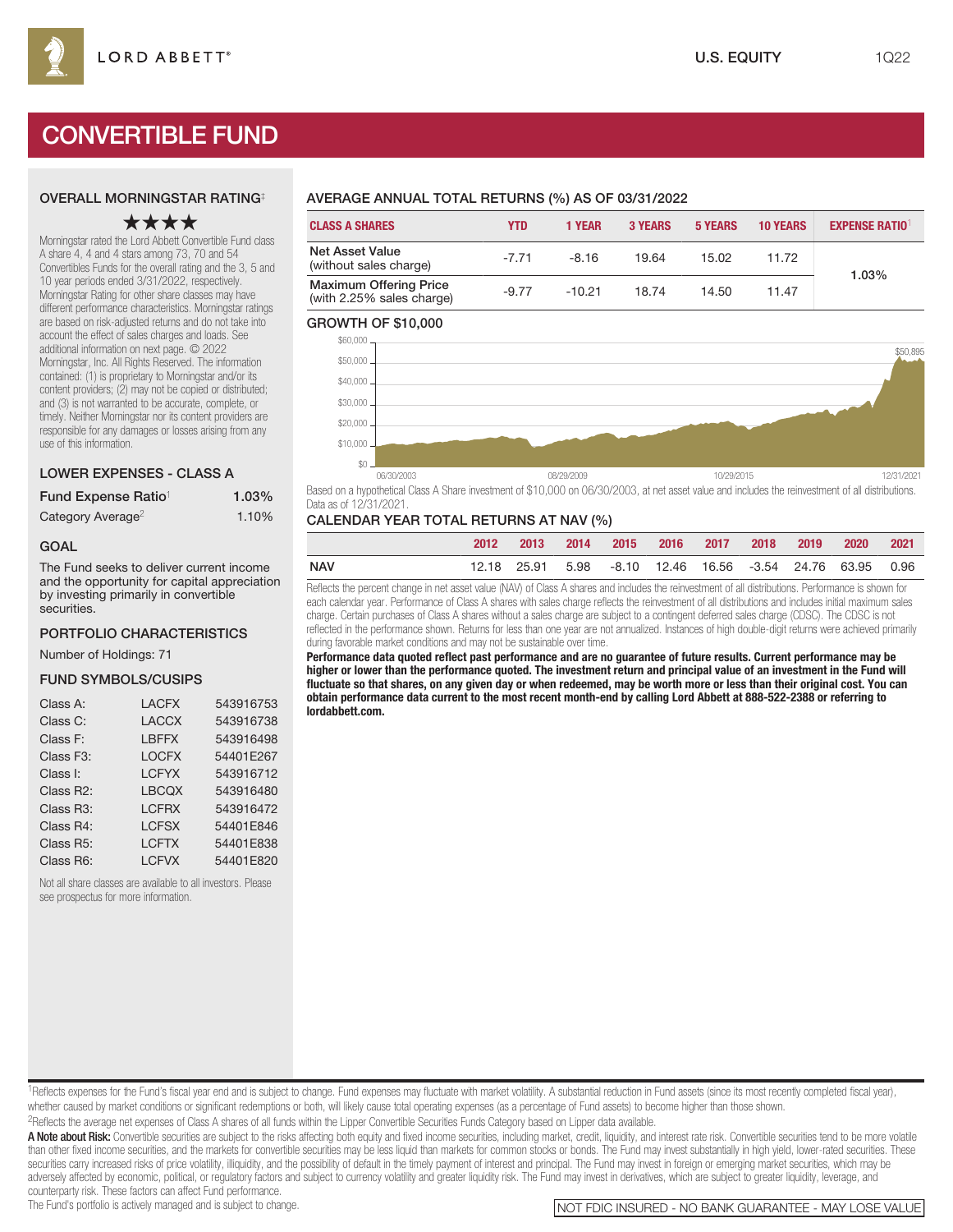LORD ABBETT®

U.S. EQUITY 1Q22

# CONVERTIBLE FUND

## OVERALL MORNINGSTAR RATING‡

★★★★

Morningstar rated the Lord Abbett Convertible Fund class A share 4, 4 and 4 stars among 73, 70 and 54 Convertibles Funds for the overall rating and the 3, 5 and 10 year periods ended 3/31/2022, respectively. Morningstar Rating for other share classes may have different performance characteristics. Morningstar ratings are based on risk-adjusted returns and do not take into account the effect of sales charges and loads. See additional information on next page. © 2022 Morningstar, Inc. All Rights Reserved. The information contained: (1) is proprietary to Morningstar and/or its content providers; (2) may not be copied or distributed; and (3) is not warranted to be accurate, complete, or timely. Neither Morningstar nor its content providers are responsible for any damages or losses arising from any use of this information.

## LOWER EXPENSES - CLASS A

| | |
|---|---|
| Fund Expense Ratio[1] | 1.03% |
| Category Average[2] | 1.10% |

## GOAL

The Fund seeks to deliver current income and the opportunity for capital appreciation by investing primarily in convertible securities.

## PORTFOLIO CHARACTERISTICS

Number of Holdings: 71

## FUND SYMBOLS/CUSIPS

| | | |
|---|---|---|
| Class A: | LACFX | 543916753 |
| Class C: | LACCX | 543916738 |
| Class F: | LBFFX | 543916498 |
| Class F3: | LOCFX | 54401E267 |
| Class I: | LCFYX | 543916712 |
| Class R2: | LBCQX | 543916480 |
| Class R3: | LCFRX | 543916472 |
| Class R4: | LCFSX | 54401E846 |
| Class R5: | LCFTX | 54401E838 |
| Class R6: | LCFVX | 54401E820 |

Not all share classes are available to all investors. Please see prospectus for more information.

## AVERAGE ANNUAL TOTAL RETURNS (%) AS OF 03/31/2022

| CLASS A SHARES | YTD | 1 YEAR | 3 YEARS | 5 YEARS | 10 YEARS | EXPENSE RATIO[1] |
|---|---|---|---|---|---|---|
| Net Asset Value (without sales charge) | -7.71 | -8.16 | 19.64 | 15.02 | 11.72 | 1.03% |
| Maximum Offering Price (with 2.25% sales charge) | -9.77 | -10.21 | 18.74 | 14.50 | 11.47 | |

## GROWTH OF $10,000

$50,895

Based on a hypothetical Class A Share investment of $10,000 on 06/30/2003, at net asset value and includes the reinvestment of all distributions. Data as of 12/31/2021.

## CALENDAR YEAR TOTAL RETURNS AT NAV (%)

| | 2012 | 2013 | 2014 | 2015 | 2016 | 2017 | 2018 | 2019 | 2020 | 2021 |
|---|---|---|---|---|---|---|---|---|---|---|
| NAV | 12.18 | 25.91 | 5.98 | -8.10 | 12.46 | 16.56 | -3.54 | 24.76 | 63.95 | 0.96 |

Reflects the percent change in net asset value (NAV) of Class A shares and includes the reinvestment of all distributions. Performance is shown for each calendar year. Performance of Class A shares with sales charge reflects the reinvestment of all distributions and includes initial maximum sales charge. Certain purchases of Class A shares without a sales charge are subject to a contingent deferred sales charge (CDSC). The CDSC is not reflected in the performance shown. Returns for less than one year are not annualized. Instances of high double-digit returns were achieved primarily during favorable market conditions and may not be sustainable over time.

**Performance data quoted reflect past performance and are no guarantee of future results. Current performance may be higher or lower than the performance quoted. The investment return and principal value of an investment in the Fund will fluctuate so that shares, on any given day or when redeemed, may be worth more or less than their original cost. You can obtain performance data current to the most recent month-end by calling Lord Abbett at 888-522-2388 or referring to lordabbett.com.**

[1]Reflects expenses for the Fund's fiscal year end and is subject to change. Fund expenses may fluctuate with market volatility. A substantial reduction in Fund assets (since its most recently completed fiscal year), whether caused by market conditions or significant redemptions or both, will likely cause total operating expenses (as a percentage of Fund assets) to become higher than those shown.

[2]Reflects the average net expenses of Class A shares of all funds within the Lipper Convertible Securities Funds Category based on Lipper data available.

**A Note about Risk:** Convertible securities are subject to the risks affecting both equity and fixed income securities, including market, credit, liquidity, and interest rate risk. Convertible securities tend to be more volatile than other fixed income securities, and the markets for convertible securities may be less liquid than markets for common stocks or bonds. The Fund may invest substantially in high yield, lower-rated securities. These securities carry increased risks of price volatility, illiquidity, and the possibility of default in the timely payment of interest and principal. The Fund may invest in foreign or emerging market securities, which may be adversely affected by economic, political, or regulatory factors and subject to currency volatility and greater liquidity risk. The Fund may invest in derivatives, which are subject to greater liquidity, leverage, and counterparty risk. These factors can affect Fund performance.

The Fund's portfolio is actively managed and is subject to change.

NOT FDIC INSURED - NO BANK GUARANTEE - MAY LOSE VALUE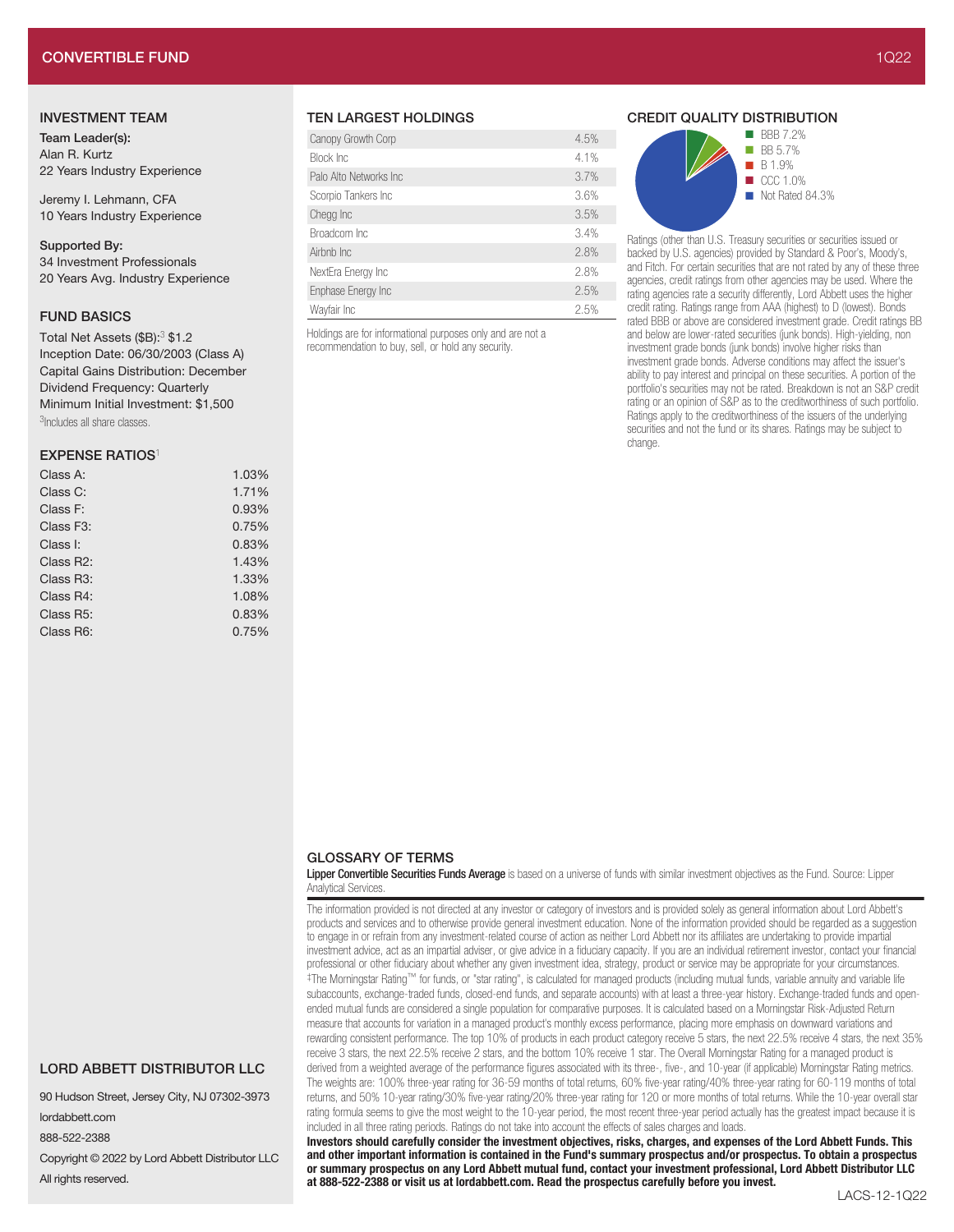## INVESTMENT TEAM

**Team Leader(s):**
Alan R. Kurtz
22 Years Industry Experience

Jeremy I. Lehmann, CFA
10 Years Industry Experience

**Supported By:**
34 Investment Professionals
20 Years Avg. Industry Experience

## FUND BASICS

Total Net Assets ($B):[3] $1.2
Inception Date: 06/30/2003 (Class A)
Capital Gains Distribution: December
Dividend Frequency: Quarterly
Minimum Initial Investment: $1,500

[3]Includes all share classes.

## EXPENSE RATIOS[1]

| | |
|---|---|
| Class A: | 1.03% |
| Class C: | 1.71% |
| Class F: | 0.93% |
| Class F3: | 0.75% |
| Class I: | 0.83% |
| Class R2: | 1.43% |
| Class R3: | 1.33% |
| Class R4: | 1.08% |
| Class R5: | 0.83% |
| Class R6: | 0.75% |

## TEN LARGEST HOLDINGS

| | |
|---|---|
| Canopy Growth Corp | 4.5% |
| Block Inc | 4.1% |
| Palo Alto Networks Inc | 3.7% |
| Scorpio Tankers Inc | 3.6% |
| Chegg Inc | 3.5% |
| Broadcom Inc | 3.4% |
| Airbnb Inc | 2.8% |
| NextEra Energy Inc | 2.8% |
| Enphase Energy Inc | 2.5% |
| Wayfair Inc | 2.5% |

Holdings are for informational purposes only and are not a recommendation to buy, sell, or hold any security.

## CREDIT QUALITY DISTRIBUTION

BBB 7.2%
BB 5.7%
B 1.9%
CCC 1.0%
Not Rated 84.3%

Ratings (other than U.S. Treasury securities or securities issued or backed by U.S. agencies) provided by Standard & Poor's, Moody's, and Fitch. For certain securities that are not rated by any of these three agencies, credit ratings from other agencies may be used. Where the rating agencies rate a security differently, Lord Abbett uses the higher credit rating. Ratings range from AAA (highest) to D (lowest). Bonds rated BBB or above are considered investment grade. Credit ratings BB and below are lower-rated securities (junk bonds). High-yielding, non investment grade bonds (junk bonds) involve higher risks than investment grade bonds. Adverse conditions may affect the issuer's ability to pay interest and principal on these securities. A portion of the portfolio's securities may not be rated. Breakdown is not an S&P credit rating or an opinion of S&P as to the creditworthiness of such portfolio. Ratings apply to the creditworthiness of the issuers of the underlying securities and not the fund or its shares. Ratings may be subject to change.

## GLOSSARY OF TERMS

**Lipper Convertible Securities Funds Average** is based on a universe of funds with similar investment objectives as the Fund. Source: Lipper Analytical Services.

The information provided is not directed at any investor or category of investors and is provided solely as general information about Lord Abbett's products and services and to otherwise provide general investment education. None of the information provided should be regarded as a suggestion to engage in or refrain from any investment-related course of action as neither Lord Abbett nor its affiliates are undertaking to provide impartial investment advice, act as an impartial adviser, or give advice in a fiduciary capacity. If you are an individual retirement investor, contact your financial professional or other fiduciary about whether any given investment idea, strategy, product or service may be appropriate for your circumstances.

‡The Morningstar Rating™ for funds, or "star rating", is calculated for managed products (including mutual funds, variable annuity and variable life subaccounts, exchange-traded funds, closed-end funds, and separate accounts) with at least a three-year history. Exchange-traded funds and open-ended mutual funds are considered a single population for comparative purposes. It is calculated based on a Morningstar Risk-Adjusted Return measure that accounts for variation in a managed product's monthly excess performance, placing more emphasis on downward variations and rewarding consistent performance. The top 10% of products in each product category receive 5 stars, the next 22.5% receive 4 stars, the next 35% receive 3 stars, the next 22.5% receive 2 stars, and the bottom 10% receive 1 star. The Overall Morningstar Rating for a managed product is derived from a weighted average of the performance figures associated with its three-, five-, and 10-year (if applicable) Morningstar Rating metrics. The weights are: 100% three-year rating for 36-59 months of total returns, 60% five-year rating/40% three-year rating for 60-119 months of total returns, and 50% 10-year rating/30% five-year rating/20% three-year rating for 120 or more months of total returns. While the 10-year overall star rating formula seems to give the most weight to the 10-year period, the most recent three-year period actually has the greatest impact because it is included in all three rating periods. Ratings do not take into account the effects of sales charges and loads.

**Investors should carefully consider the investment objectives, risks, charges, and expenses of the Lord Abbett Funds. This and other important information is contained in the Fund's summary prospectus and/or prospectus. To obtain a prospectus or summary prospectus on any Lord Abbett mutual fund, contact your investment professional, Lord Abbett Distributor LLC at 888-522-2388 or visit us at lordabbett.com. Read the prospectus carefully before you invest.**

## LORD ABBETT DISTRIBUTOR LLC

90 Hudson Street, Jersey City, NJ 07302-3973

lordabbett.com

888-522-2388

Copyright © 2022 by Lord Abbett Distributor LLC

All rights reserved.

LACS-12-1Q22